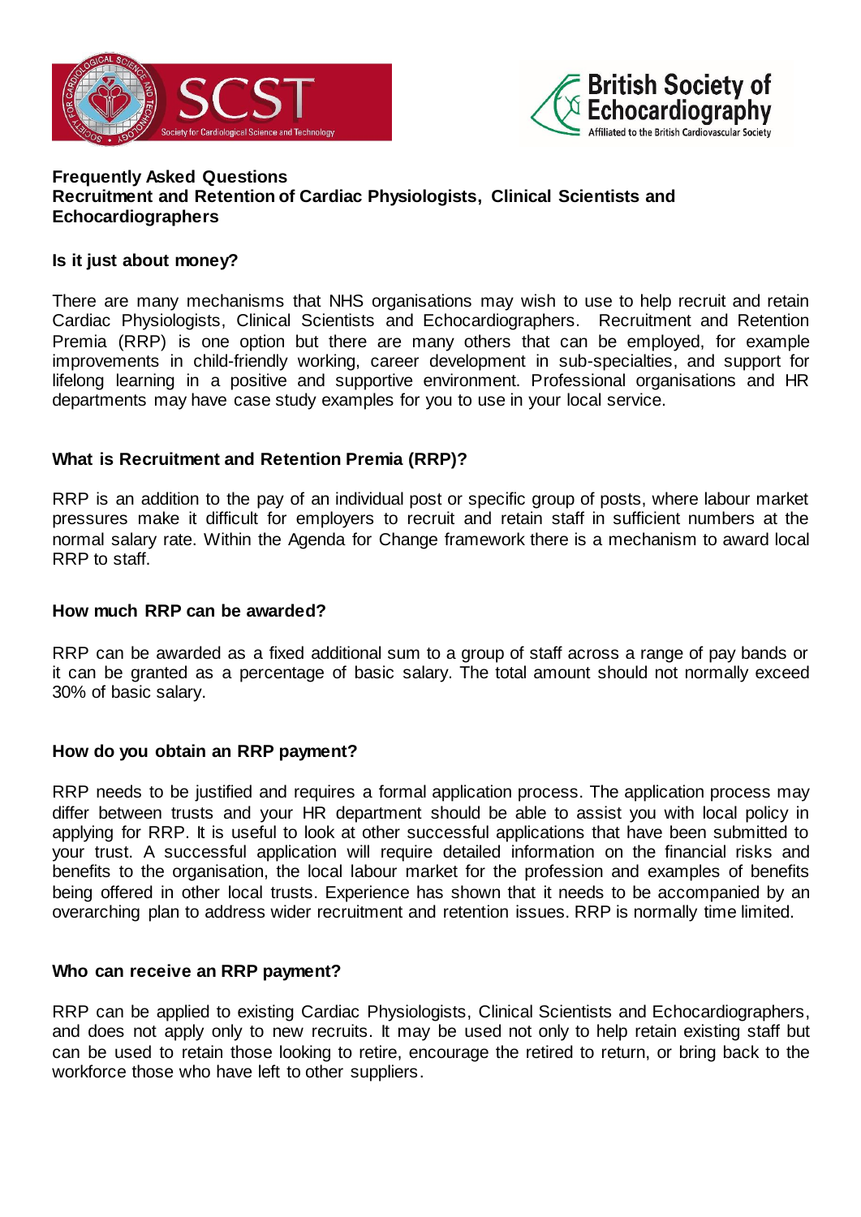# Frequently Asked Questions
# Recruitment and Retention of Cardiac Physiologists, Clinical Scientists and Echocardiographers

## Is it just about money?

There are many mechanisms that NHS organisations may wish to use to help recruit and retain Cardiac Physiologists, Clinical Scientists and Echocardiographers. Recruitment and Retention Premia (RRP) is one option but there are many others that can be employed, for example improvements in child-friendly working, career development in sub-specialties, and support for lifelong learning in a positive and supportive environment. Professional organisations and HR departments may have case study examples for you to use in your local service.

## What is Recruitment and Retention Premia (RRP)?

RRP is an addition to the pay of an individual post or specific group of posts, where labour market pressures make it difficult for employers to recruit and retain staff in sufficient numbers at the normal salary rate. Within the Agenda for Change framework there is a mechanism to award local RRP to staff.

## How much RRP can be awarded?

RRP can be awarded as a fixed additional sum to a group of staff across a range of pay bands or it can be granted as a percentage of basic salary. The total amount should not normally exceed 30% of basic salary.

## How do you obtain an RRP payment?

RRP needs to be justified and requires a formal application process. The application process may differ between trusts and your HR department should be able to assist you with local policy in applying for RRP. It is useful to look at other successful applications that have been submitted to your trust. A successful application will require detailed information on the financial risks and benefits to the organisation, the local labour market for the profession and examples of benefits being offered in other local trusts. Experience has shown that it needs to be accompanied by an overarching plan to address wider recruitment and retention issues. RRP is normally time limited.

## Who can receive an RRP payment?

RRP can be applied to existing Cardiac Physiologists, Clinical Scientists and Echocardiographers, and does not apply only to new recruits. It may be used not only to help retain existing staff but can be used to retain those looking to retire, encourage the retired to return, or bring back to the workforce those who have left to other suppliers.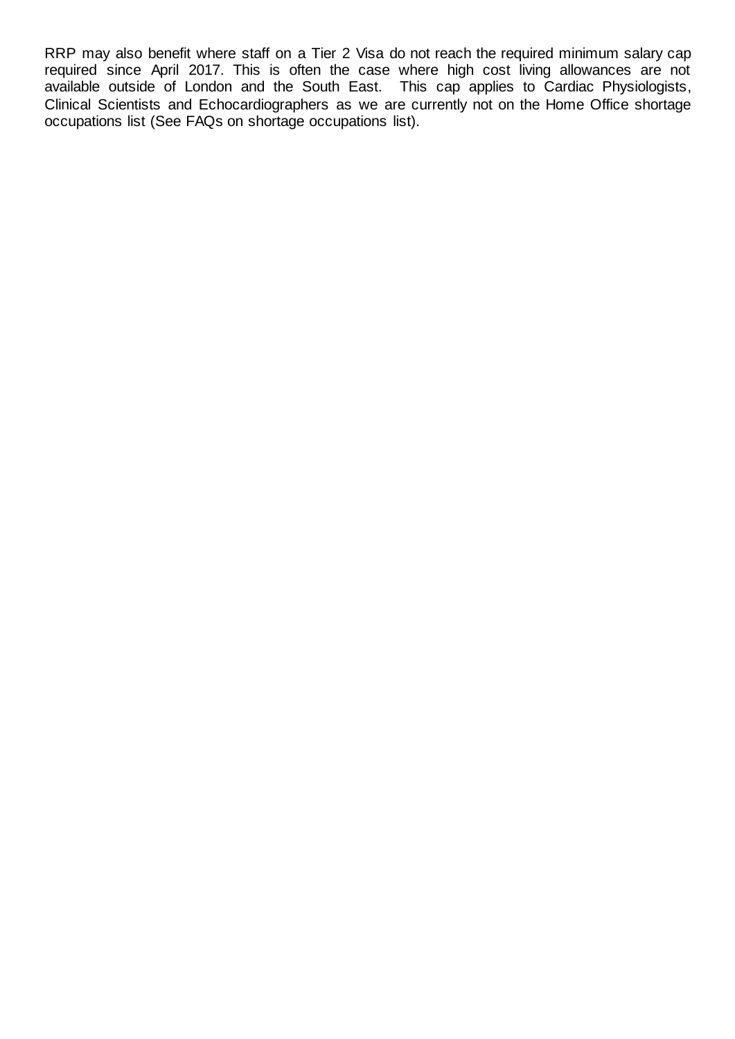RRP may also benefit where staff on a Tier 2 Visa do not reach the required minimum salary cap required since April 2017. This is often the case where high cost living allowances are not available outside of London and the South East. This cap applies to Cardiac Physiologists, Clinical Scientists and Echocardiographers as we are currently not on the Home Office shortage occupations list (See FAQs on shortage occupations list).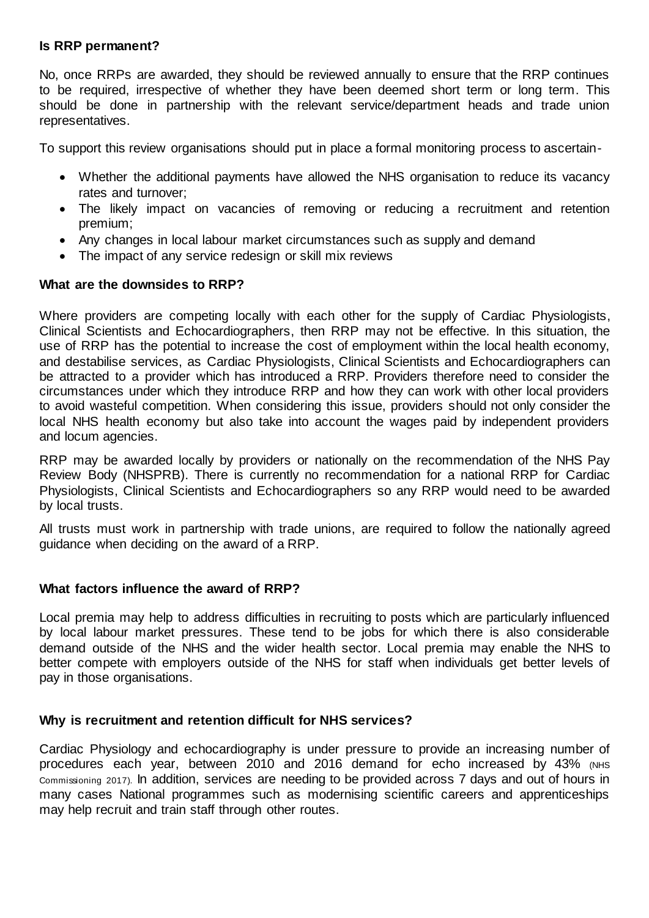**Is RRP permanent?**

No, once RRPs are awarded, they should be reviewed annually to ensure that the RRP continues to be required, irrespective of whether they have been deemed short term or long term. This should be done in partnership with the relevant service/department heads and trade union representatives.

To support this review organisations should put in place a formal monitoring process to ascertain-

- Whether the additional payments have allowed the NHS organisation to reduce its vacancy rates and turnover;
- The likely impact on vacancies of removing or reducing a recruitment and retention premium;
- Any changes in local labour market circumstances such as supply and demand
- The impact of any service redesign or skill mix reviews

**What are the downsides to RRP?**

Where providers are competing locally with each other for the supply of Cardiac Physiologists, Clinical Scientists and Echocardiographers, then RRP may not be effective. In this situation, the use of RRP has the potential to increase the cost of employment within the local health economy, and destabilise services, as Cardiac Physiologists, Clinical Scientists and Echocardiographers can be attracted to a provider which has introduced a RRP. Providers therefore need to consider the circumstances under which they introduce RRP and how they can work with other local providers to avoid wasteful competition. When considering this issue, providers should not only consider the local NHS health economy but also take into account the wages paid by independent providers and locum agencies.

RRP may be awarded locally by providers or nationally on the recommendation of the NHS Pay Review Body (NHSPRB). There is currently no recommendation for a national RRP for Cardiac Physiologists, Clinical Scientists and Echocardiographers so any RRP would need to be awarded by local trusts.

All trusts must work in partnership with trade unions, are required to follow the nationally agreed guidance when deciding on the award of a RRP.

**What factors influence the award of RRP?**

Local premia may help to address difficulties in recruiting to posts which are particularly influenced by local labour market pressures. These tend to be jobs for which there is also considerable demand outside of the NHS and the wider health sector. Local premia may enable the NHS to better compete with employers outside of the NHS for staff when individuals get better levels of pay in those organisations.

**Why is recruitment and retention difficult for NHS services?**

Cardiac Physiology and echocardiography is under pressure to provide an increasing number of procedures each year, between 2010 and 2016 demand for echo increased by 43% (NHS Commissioning 2017). In addition, services are needing to be provided across 7 days and out of hours in many cases National programmes such as modernising scientific careers and apprenticeships may help recruit and train staff through other routes.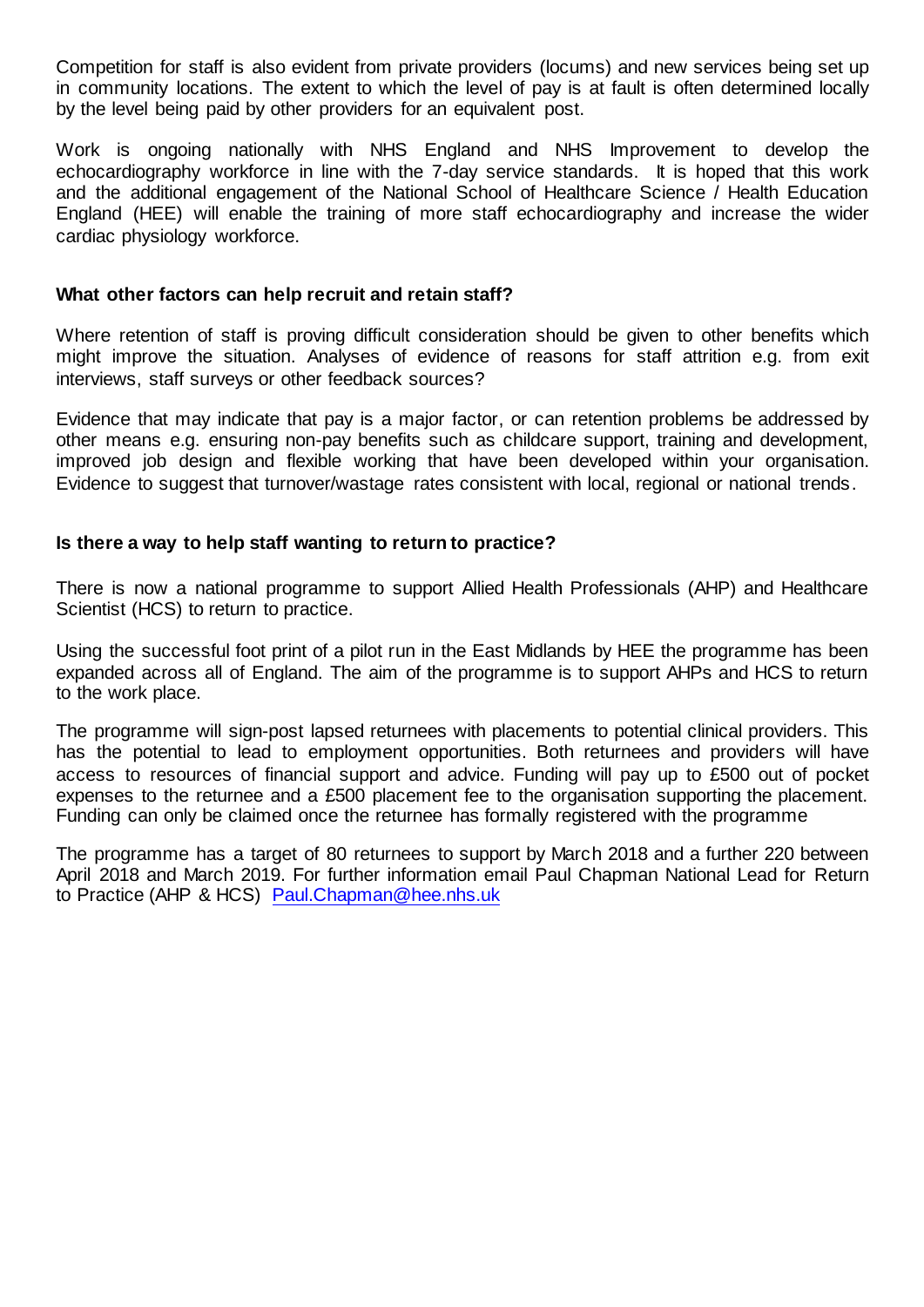Competition for staff is also evident from private providers (locums) and new services being set up in community locations. The extent to which the level of pay is at fault is often determined locally by the level being paid by other providers for an equivalent post.

Work is ongoing nationally with NHS England and NHS Improvement to develop the echocardiography workforce in line with the 7-day service standards. It is hoped that this work and the additional engagement of the National School of Healthcare Science / Health Education England (HEE) will enable the training of more staff echocardiography and increase the wider cardiac physiology workforce.

**What other factors can help recruit and retain staff?**

Where retention of staff is proving difficult consideration should be given to other benefits which might improve the situation. Analyses of evidence of reasons for staff attrition e.g. from exit interviews, staff surveys or other feedback sources?

Evidence that may indicate that pay is a major factor, or can retention problems be addressed by other means e.g. ensuring non-pay benefits such as childcare support, training and development, improved job design and flexible working that have been developed within your organisation. Evidence to suggest that turnover/wastage rates consistent with local, regional or national trends.

**Is there a way to help staff wanting to return to practice?**

There is now a national programme to support Allied Health Professionals (AHP) and Healthcare Scientist (HCS) to return to practice.

Using the successful foot print of a pilot run in the East Midlands by HEE the programme has been expanded across all of England. The aim of the programme is to support AHPs and HCS to return to the work place.

The programme will sign-post lapsed returnees with placements to potential clinical providers. This has the potential to lead to employment opportunities. Both returnees and providers will have access to resources of financial support and advice. Funding will pay up to £500 out of pocket expenses to the returnee and a £500 placement fee to the organisation supporting the placement. Funding can only be claimed once the returnee has formally registered with the programme

The programme has a target of 80 returnees to support by March 2018 and a further 220 between April 2018 and March 2019. For further information email Paul Chapman National Lead for Return to Practice (AHP & HCS) Paul.Chapman@hee.nhs.uk